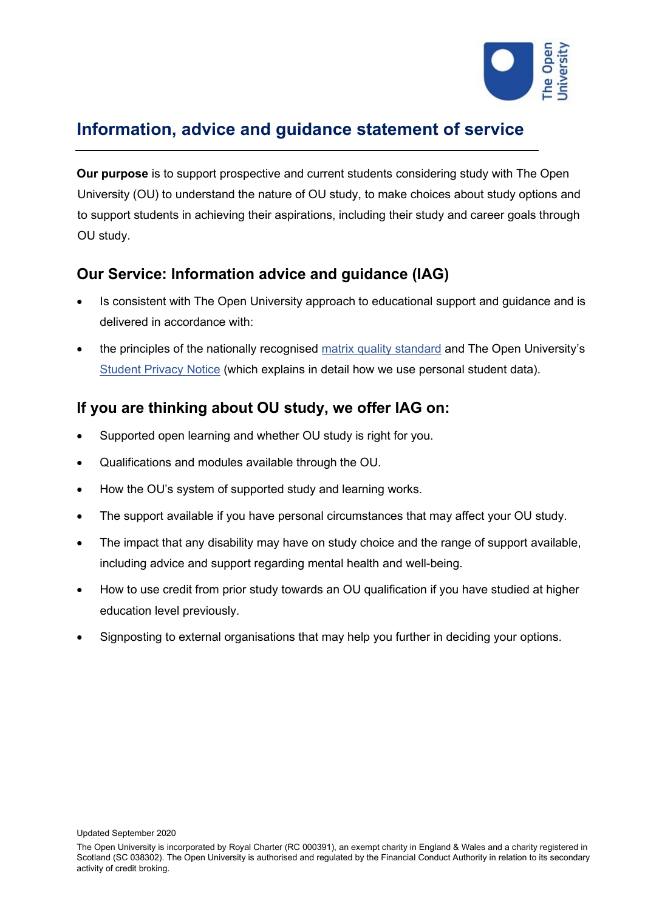# Information, advice and guidance statement of service

**Our purpose** is to support prospective and current students considering study with The Open University (OU) to understand the nature of OU study, to make choices about study options and to support students in achieving their aspirations, including their study and career goals through OU study.

## Our Service: Information advice and guidance (IAG)

- Is consistent with The Open University approach to educational support and guidance and is delivered in accordance with:
- the principles of the nationally recognised matrix quality standard and The Open University's Student Privacy Notice (which explains in detail how we use personal student data).

## If you are thinking about OU study, we offer IAG on:

- Supported open learning and whether OU study is right for you.
- Qualifications and modules available through the OU.
- How the OU's system of supported study and learning works.
- The support available if you have personal circumstances that may affect your OU study.
- The impact that any disability may have on study choice and the range of support available, including advice and support regarding mental health and well-being.
- How to use credit from prior study towards an OU qualification if you have studied at higher education level previously.
- Signposting to external organisations that may help you further in deciding your options.

Updated September 2020

The Open University is incorporated by Royal Charter (RC 000391), an exempt charity in England & Wales and a charity registered in Scotland (SC 038302). The Open University is authorised and regulated by the Financial Conduct Authority in relation to its secondary activity of credit broking.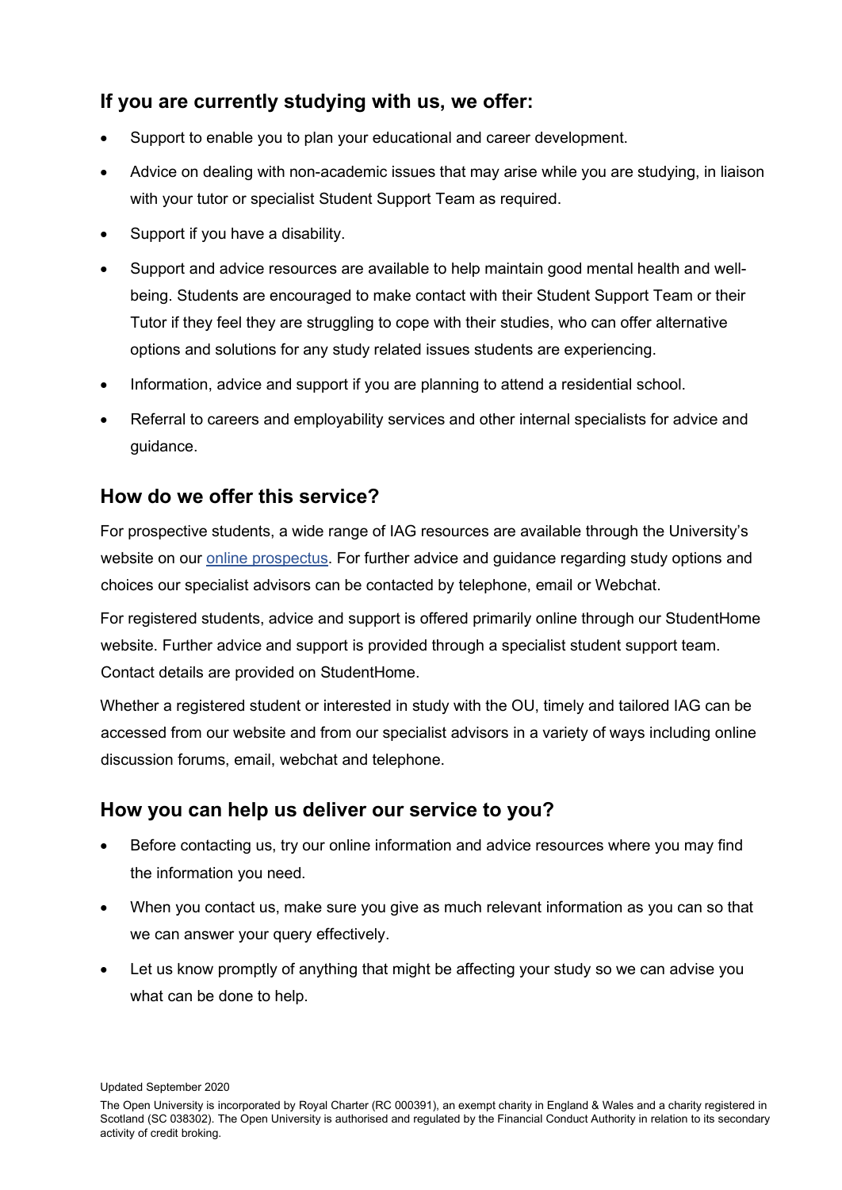## If you are currently studying with us, we offer:

- Support to enable you to plan your educational and career development.
- Advice on dealing with non-academic issues that may arise while you are studying, in liaison with your tutor or specialist Student Support Team as required.
- Support if you have a disability.
- Support and advice resources are available to help maintain good mental health and well-being. Students are encouraged to make contact with their Student Support Team or their Tutor if they feel they are struggling to cope with their studies, who can offer alternative options and solutions for any study related issues students are experiencing.
- Information, advice and support if you are planning to attend a residential school.
- Referral to careers and employability services and other internal specialists for advice and guidance.

## How do we offer this service?

For prospective students, a wide range of IAG resources are available through the University's website on our online prospectus. For further advice and guidance regarding study options and choices our specialist advisors can be contacted by telephone, email or Webchat.

For registered students, advice and support is offered primarily online through our StudentHome website. Further advice and support is provided through a specialist student support team. Contact details are provided on StudentHome.

Whether a registered student or interested in study with the OU, timely and tailored IAG can be accessed from our website and from our specialist advisors in a variety of ways including online discussion forums, email, webchat and telephone.

## How you can help us deliver our service to you?

- Before contacting us, try our online information and advice resources where you may find the information you need.
- When you contact us, make sure you give as much relevant information as you can so that we can answer your query effectively.
- Let us know promptly of anything that might be affecting your study so we can advise you what can be done to help.

Updated September 2020

The Open University is incorporated by Royal Charter (RC 000391), an exempt charity in England & Wales and a charity registered in Scotland (SC 038302). The Open University is authorised and regulated by the Financial Conduct Authority in relation to its secondary activity of credit broking.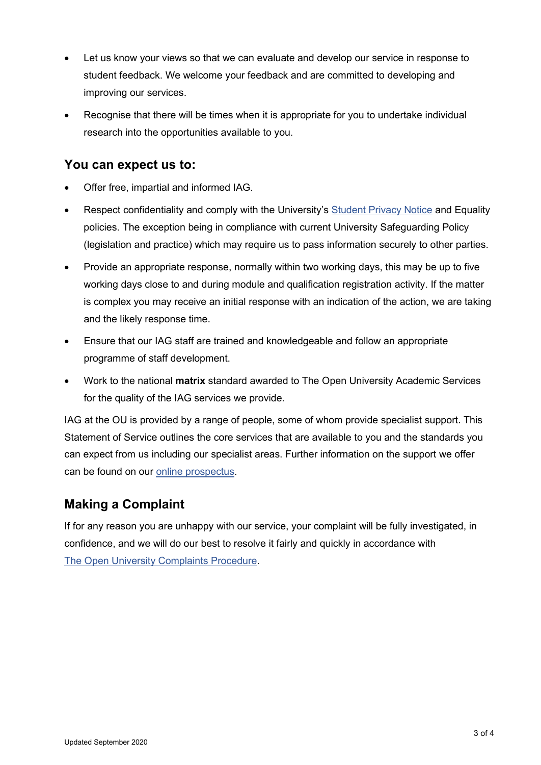- Let us know your views so that we can evaluate and develop our service in response to student feedback. We welcome your feedback and are committed to developing and improving our services.
- Recognise that there will be times when it is appropriate for you to undertake individual research into the opportunities available to you.

## You can expect us to:

- Offer free, impartial and informed IAG.
- Respect confidentiality and comply with the University's Student Privacy Notice and Equality policies. The exception being in compliance with current University Safeguarding Policy (legislation and practice) which may require us to pass information securely to other parties.
- Provide an appropriate response, normally within two working days, this may be up to five working days close to and during module and qualification registration activity. If the matter is complex you may receive an initial response with an indication of the action, we are taking and the likely response time.
- Ensure that our IAG staff are trained and knowledgeable and follow an appropriate programme of staff development.
- Work to the national **matrix** standard awarded to The Open University Academic Services for the quality of the IAG services we provide.

IAG at the OU is provided by a range of people, some of whom provide specialist support. This Statement of Service outlines the core services that are available to you and the standards you can expect from us including our specialist areas. Further information on the support we offer can be found on our online prospectus.

## Making a Complaint

If for any reason you are unhappy with our service, your complaint will be fully investigated, in confidence, and we will do our best to resolve it fairly and quickly in accordance with The Open University Complaints Procedure.

Updated September 2020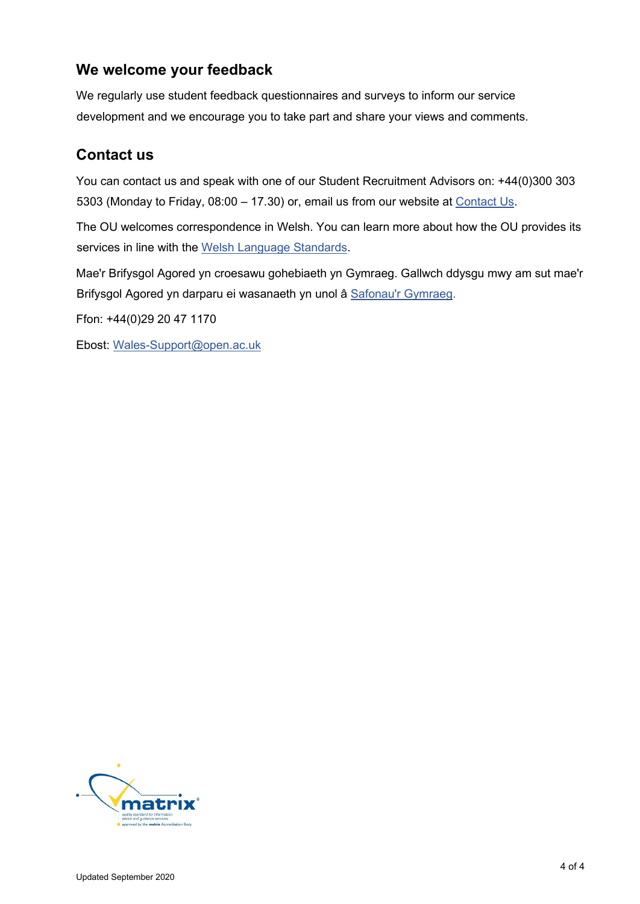## We welcome your feedback

We regularly use student feedback questionnaires and surveys to inform our service development and we encourage you to take part and share your views and comments.

## Contact us

You can contact us and speak with one of our Student Recruitment Advisors on: +44(0)300 303 5303 (Monday to Friday, 08:00 – 17.30) or, email us from our website at Contact Us.

The OU welcomes correspondence in Welsh. You can learn more about how the OU provides its services in line with the Welsh Language Standards.

Mae'r Brifysgol Agored yn croesawu gohebiaeth yn Gymraeg. Gallwch ddysgu mwy am sut mae'r Brifysgol Agored yn darparu ei wasanaeth yn unol â Safonau'r Gymraeg.

Ffon: +44(0)29 20 47 1170

Ebost: Wales-Support@open.ac.uk

matrix

quality standard for information advice and guidance services

approved by the matrix Accreditation Body

Updated September 2020